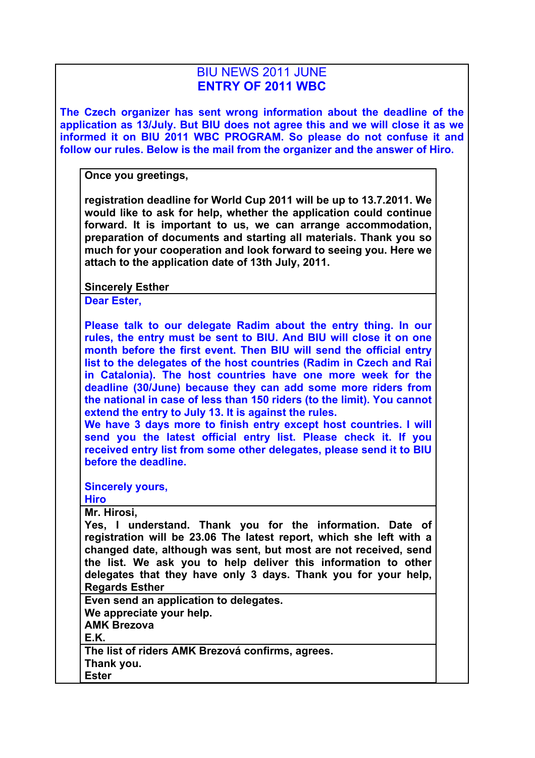# BIU NEWS 2011 JUNE

## ENTRY OF 2011 WBC

**The Czech organizer has sent wrong information about the deadline of the application as 13/July. But BIU does not agree this and we will close it as we informed it on BIU 2011 WBC PROGRAM. So please do not confuse it and follow our rules. Below is the mail from the organizer and the answer of Hiro.**

---

**Once you greetings,**

**registration deadline for World Cup 2011 will be up to 13.7.2011. We would like to ask for help, whether the application could continue forward. It is important to us, we can arrange accommodation, preparation of documents and starting all materials. Thank you so much for your cooperation and look forward to seeing you. Here we attach to the application date of 13th July, 2011.**

**Sincerely Esther**

---

**Dear Ester,**

**Please talk to our delegate Radim about the entry thing. In our rules, the entry must be sent to BIU. And BIU will close it on one month before the first event. Then BIU will send the official entry list to the delegates of the host countries (Radim in Czech and Rai in Catalonia). The host countries have one more week for the deadline (30/June) because they can add some more riders from the national in case of less than 150 riders (to the limit). You cannot extend the entry to July 13. It is against the rules.**

**We have 3 days more to finish entry except host countries. I will send you the latest official entry list. Please check it. If you received entry list from some other delegates, please send it to BIU before the deadline.**

**Sincerely yours,**

**Hiro**

---

**Mr. Hirosi,**

**Yes, I understand. Thank you for the information. Date of registration will be 23.06 The latest report, which she left with a changed date, although was sent, but most are not received, send the list. We ask you to help deliver this information to other delegates that they have only 3 days. Thank you for your help,**

**Regards Esther**

---

**Even send an application to delegates.**

**We appreciate your help.**

**AMK Brezova**

**E.K.**

---

**The list of riders AMK Brezová confirms, agrees.**

**Thank you.**

**Ester**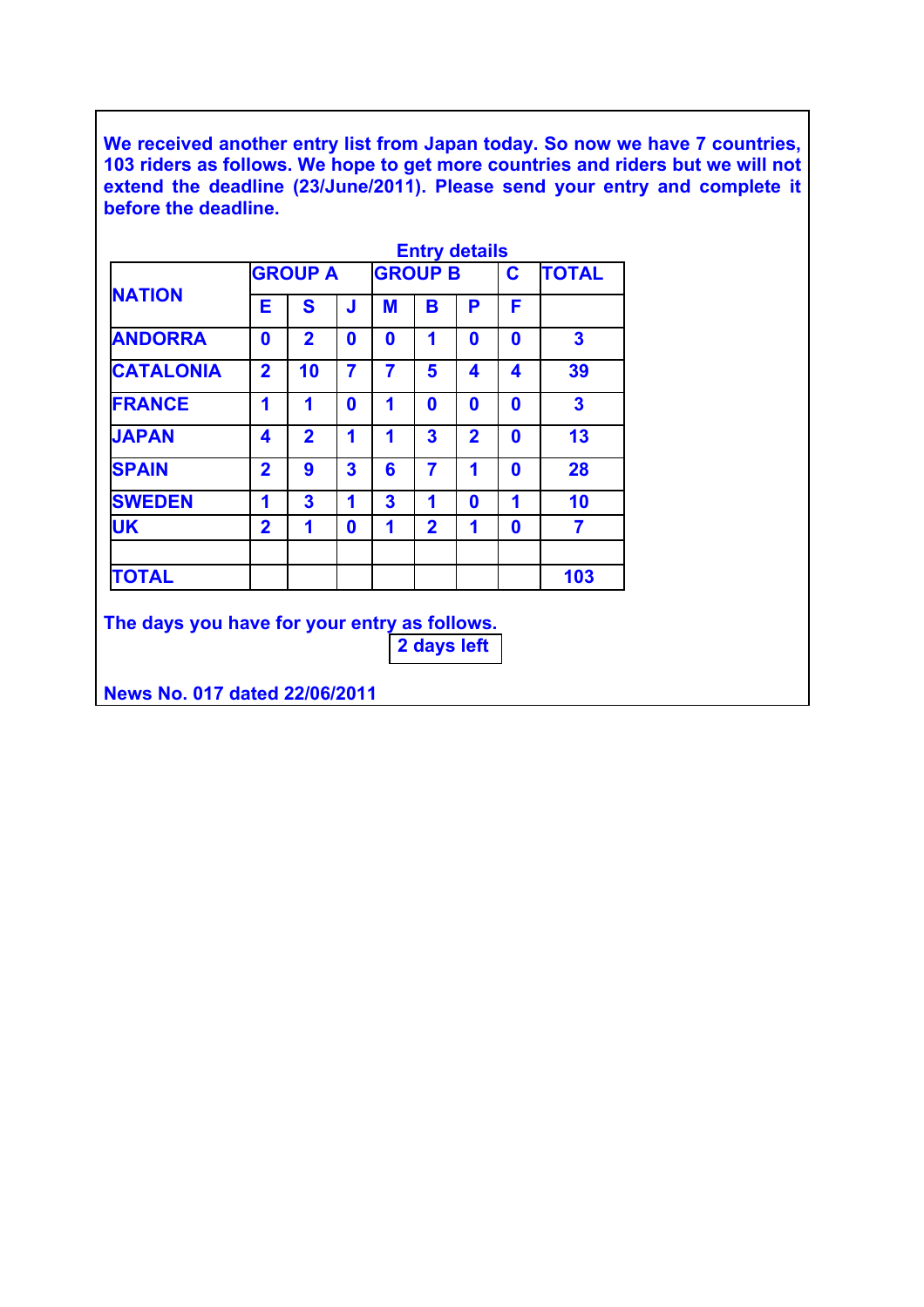**We received another entry list from Japan today. So now we have 7 countries, 103 riders as follows. We hope to get more countries and riders but we will not extend the deadline (23/June/2011). Please send your entry and complete it before the deadline.**

**Entry details**

| NATION | GROUP A | | | GROUP B | | | C | TOTAL |
|---|---|---|---|---|---|---|---|---|
| | E | S | J | M | B | P | F | |
| ANDORRA | 0 | 2 | 0 | 0 | 1 | 0 | 0 | 3 |
| CATALONIA | 2 | 10 | 7 | 7 | 5 | 4 | 4 | 39 |
| FRANCE | 1 | 1 | 0 | 1 | 0 | 0 | 0 | 3 |
| JAPAN | 4 | 2 | 1 | 1 | 3 | 2 | 0 | 13 |
| SPAIN | 2 | 9 | 3 | 6 | 7 | 1 | 0 | 28 |
| SWEDEN | 1 | 3 | 1 | 3 | 1 | 0 | 1 | 10 |
| UK | 2 | 1 | 0 | 1 | 2 | 1 | 0 | 7 |
| | | | | | | | | |
| TOTAL | | | | | | | | 103 |

**The days you have for your entry as follows.**

**2 days left**

**News No. 017 dated 22/06/2011**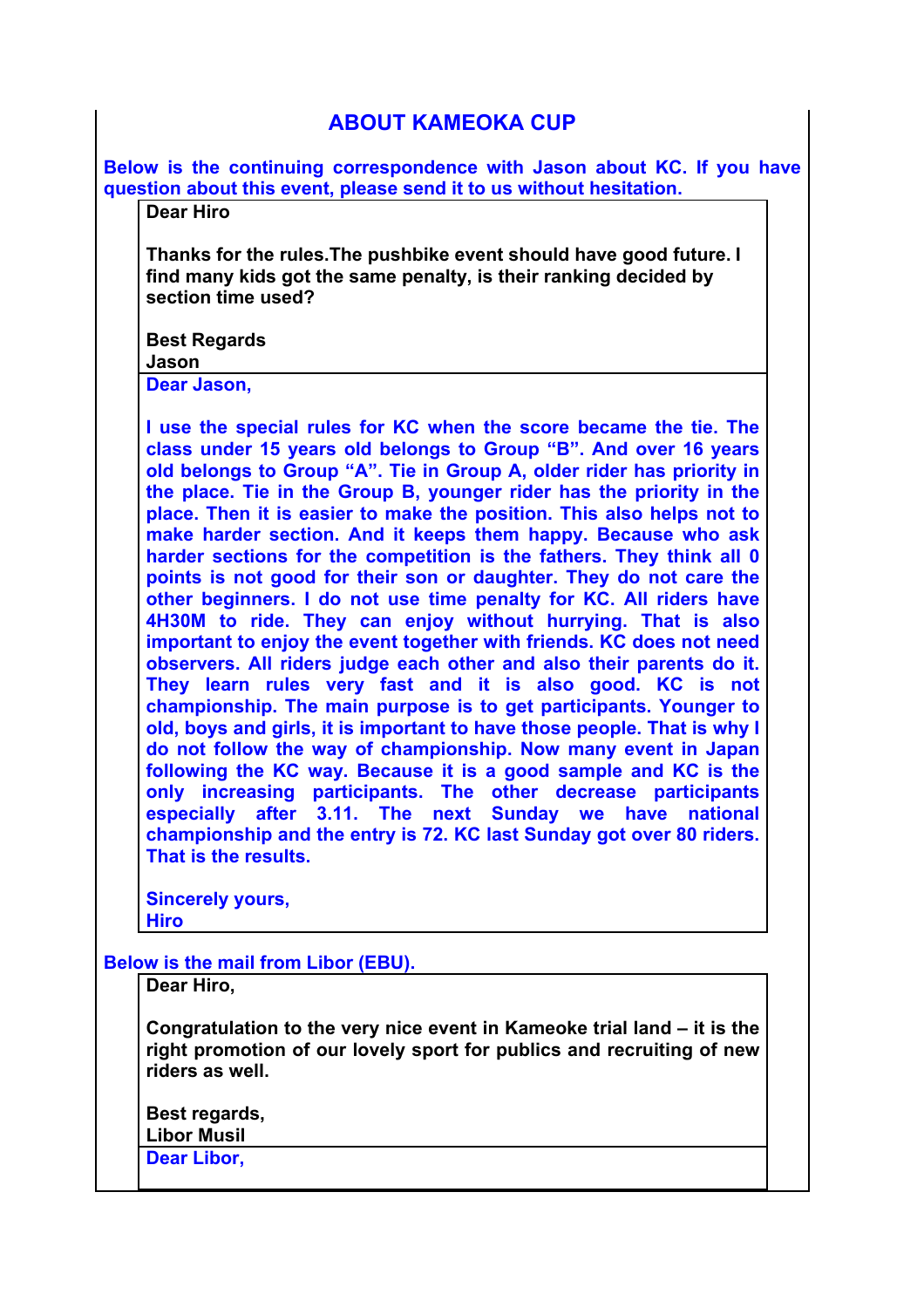# ABOUT KAMEOKA CUP

**Below is the continuing correspondence with Jason about KC. If you have question about this event, please send it to us without hesitation.**

**Dear Hiro**

**Thanks for the rules.The pushbike event should have good future. I find many kids got the same penalty, is their ranking decided by section time used?**

**Best Regards**
**Jason**

**Dear Jason,**

**I use the special rules for KC when the score became the tie. The class under 15 years old belongs to Group “B”. And over 16 years old belongs to Group “A”. Tie in Group A, older rider has priority in the place. Tie in the Group B, younger rider has the priority in the place. Then it is easier to make the position. This also helps not to make harder section. And it keeps them happy. Because who ask harder sections for the competition is the fathers. They think all 0 points is not good for their son or daughter. They do not care the other beginners. I do not use time penalty for KC. All riders have 4H30M to ride. They can enjoy without hurrying. That is also important to enjoy the event together with friends. KC does not need observers. All riders judge each other and also their parents do it. They learn rules very fast and it is also good. KC is not championship. The main purpose is to get participants. Younger to old, boys and girls, it is important to have those people. That is why I do not follow the way of championship. Now many event in Japan following the KC way. Because it is a good sample and KC is the only increasing participants. The other decrease participants especially after 3.11. The next Sunday we have national championship and the entry is 72. KC last Sunday got over 80 riders. That is the results.**

**Sincerely yours,**
**Hiro**

**Below is the mail from Libor (EBU).**

**Dear Hiro,**

**Congratulation to the very nice event in Kameoke trial land – it is the right promotion of our lovely sport for publics and recruiting of new riders as well.**

**Best regards,**
**Libor Musil**

**Dear Libor,**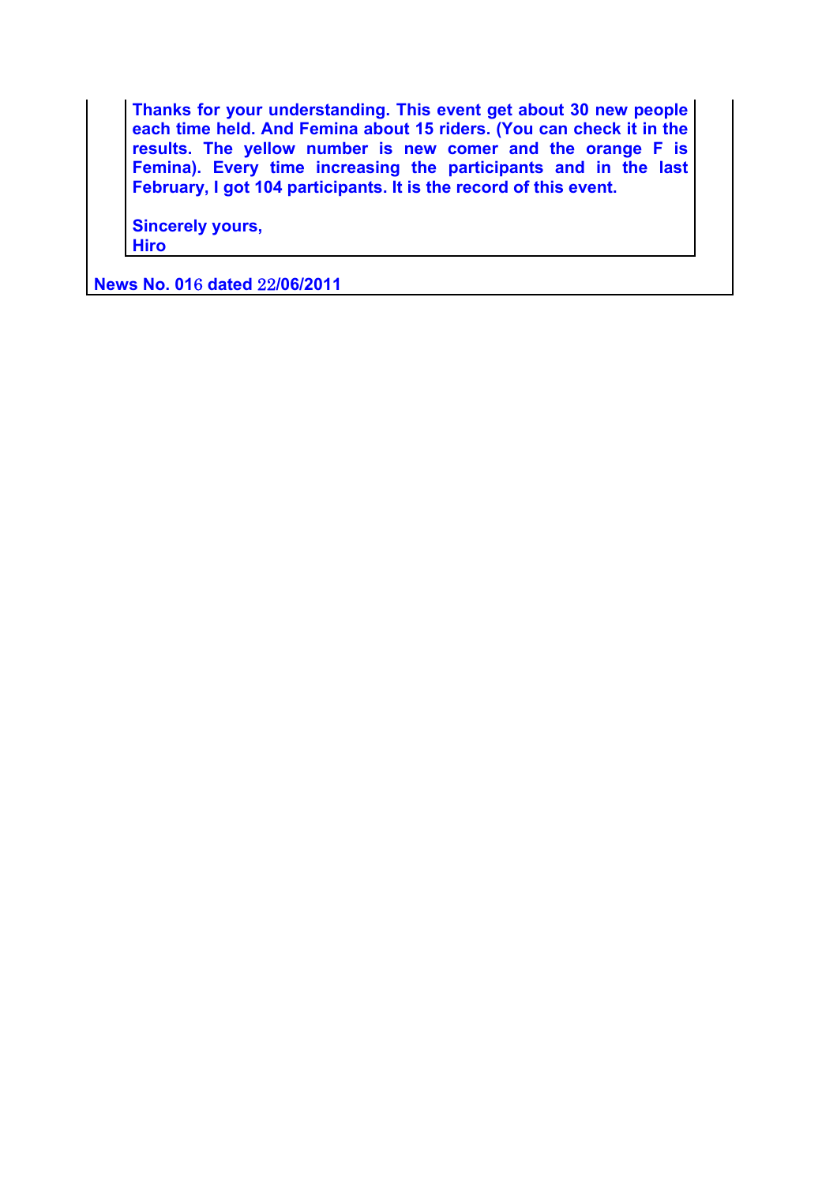**Thanks for your understanding. This event get about 30 new people each time held. And Femina about 15 riders. (You can check it in the results. The yellow number is new comer and the orange F is Femina). Every time increasing the participants and in the last February, I got 104 participants. It is the record of this event.**

**Sincerely yours,**
**Hiro**

**News No. 016 dated 22/06/2011**